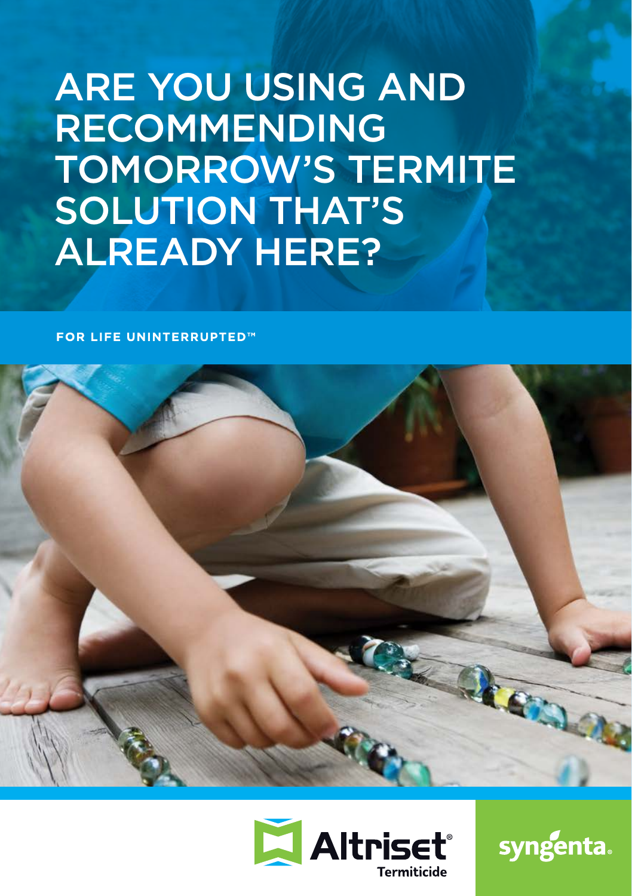# ARE YOU USING AND RECOMMENDING TOMORROW'S TERMITE SOLUTION THAT'S ALREADY HERE?

**FOR LIFE UNINTERRUPTED™**

Altriset® Termiticide

syngenta®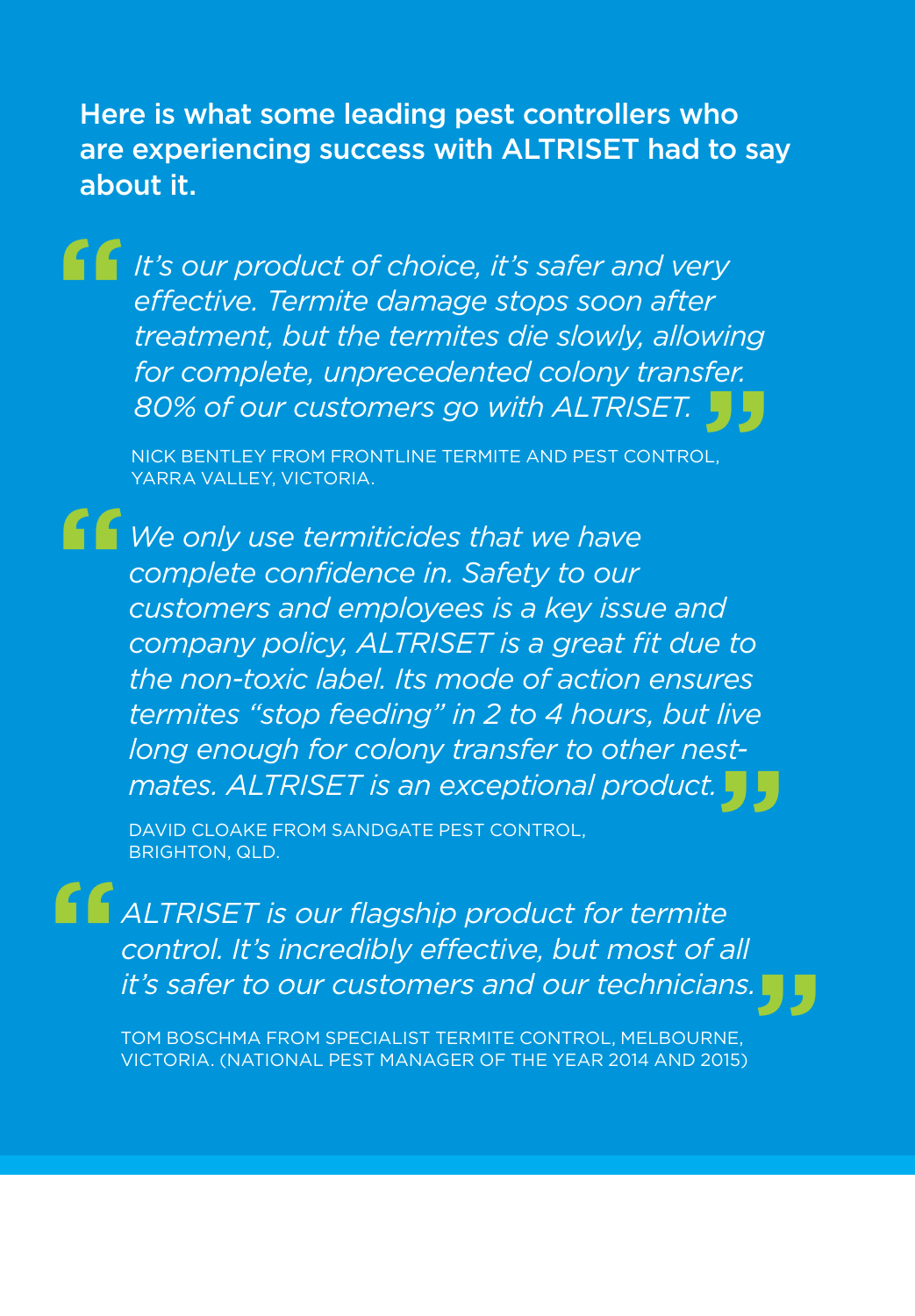**Here is what some leading pest controllers who are experiencing success with ALTRISET had to say about it.**

> *It's our product of choice, it's safer and very effective. Termite damage stops soon after treatment, but the termites die slowly, allowing for complete, unprecedented colony transfer. 80% of our customers go with ALTRISET.*
>
> NICK BENTLEY FROM FRONTLINE TERMITE AND PEST CONTROL, YARRA VALLEY, VICTORIA.

> *We only use termiticides that we have complete confidence in. Safety to our customers and employees is a key issue and company policy, ALTRISET is a great fit due to the non-toxic label. Its mode of action ensures termites "stop feeding" in 2 to 4 hours, but live long enough for colony transfer to other nest-mates. ALTRISET is an exceptional product.*
>
> DAVID CLOAKE FROM SANDGATE PEST CONTROL, BRIGHTON, QLD.

> *ALTRISET is our flagship product for termite control. It's incredibly effective, but most of all it's safer to our customers and our technicians.*
>
> TOM BOSCHMA FROM SPECIALIST TERMITE CONTROL, MELBOURNE, VICTORIA. (NATIONAL PEST MANAGER OF THE YEAR 2014 AND 2015)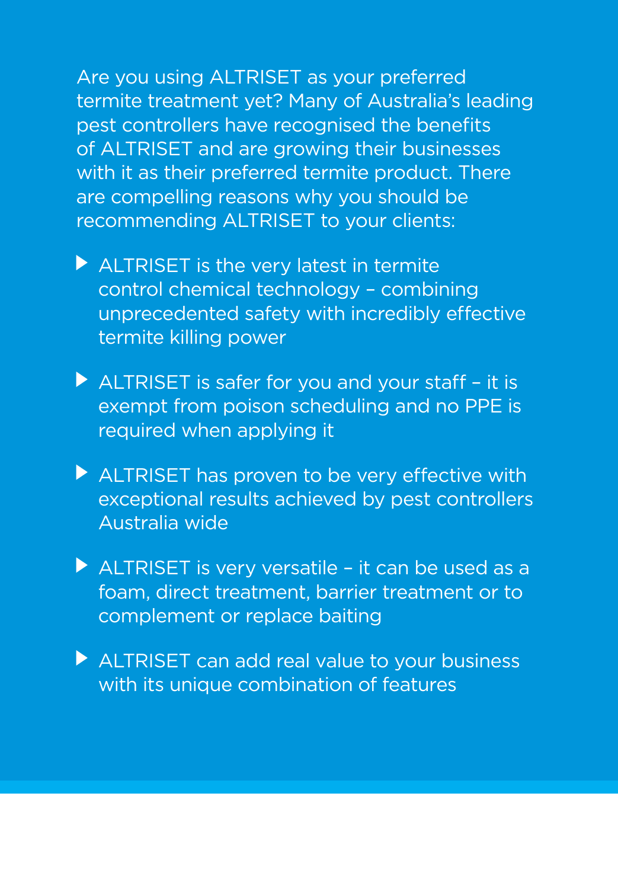Are you using ALTRISET as your preferred termite treatment yet? Many of Australia's leading pest controllers have recognised the benefits of ALTRISET and are growing their businesses with it as their preferred termite product. There are compelling reasons why you should be recommending ALTRISET to your clients:

- ALTRISET is the very latest in termite control chemical technology – combining unprecedented safety with incredibly effective termite killing power
- ALTRISET is safer for you and your staff – it is exempt from poison scheduling and no PPE is required when applying it
- ALTRISET has proven to be very effective with exceptional results achieved by pest controllers Australia wide
- ALTRISET is very versatile – it can be used as a foam, direct treatment, barrier treatment or to complement or replace baiting
- ALTRISET can add real value to your business with its unique combination of features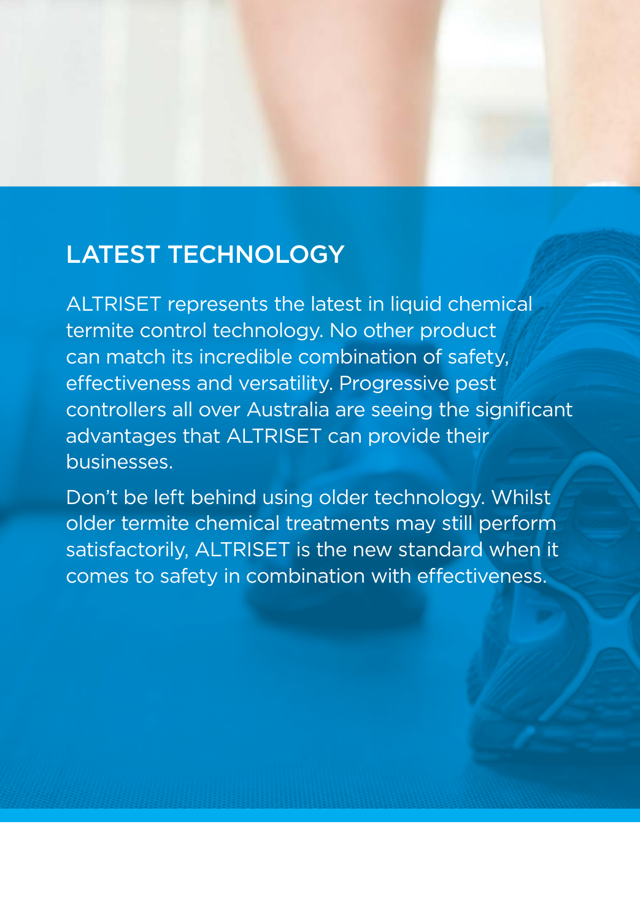## LATEST TECHNOLOGY

ALTRISET represents the latest in liquid chemical termite control technology. No other product can match its incredible combination of safety, effectiveness and versatility. Progressive pest controllers all over Australia are seeing the significant advantages that ALTRISET can provide their businesses.

Don't be left behind using older technology. Whilst older termite chemical treatments may still perform satisfactorily, ALTRISET is the new standard when it comes to safety in combination with effectiveness.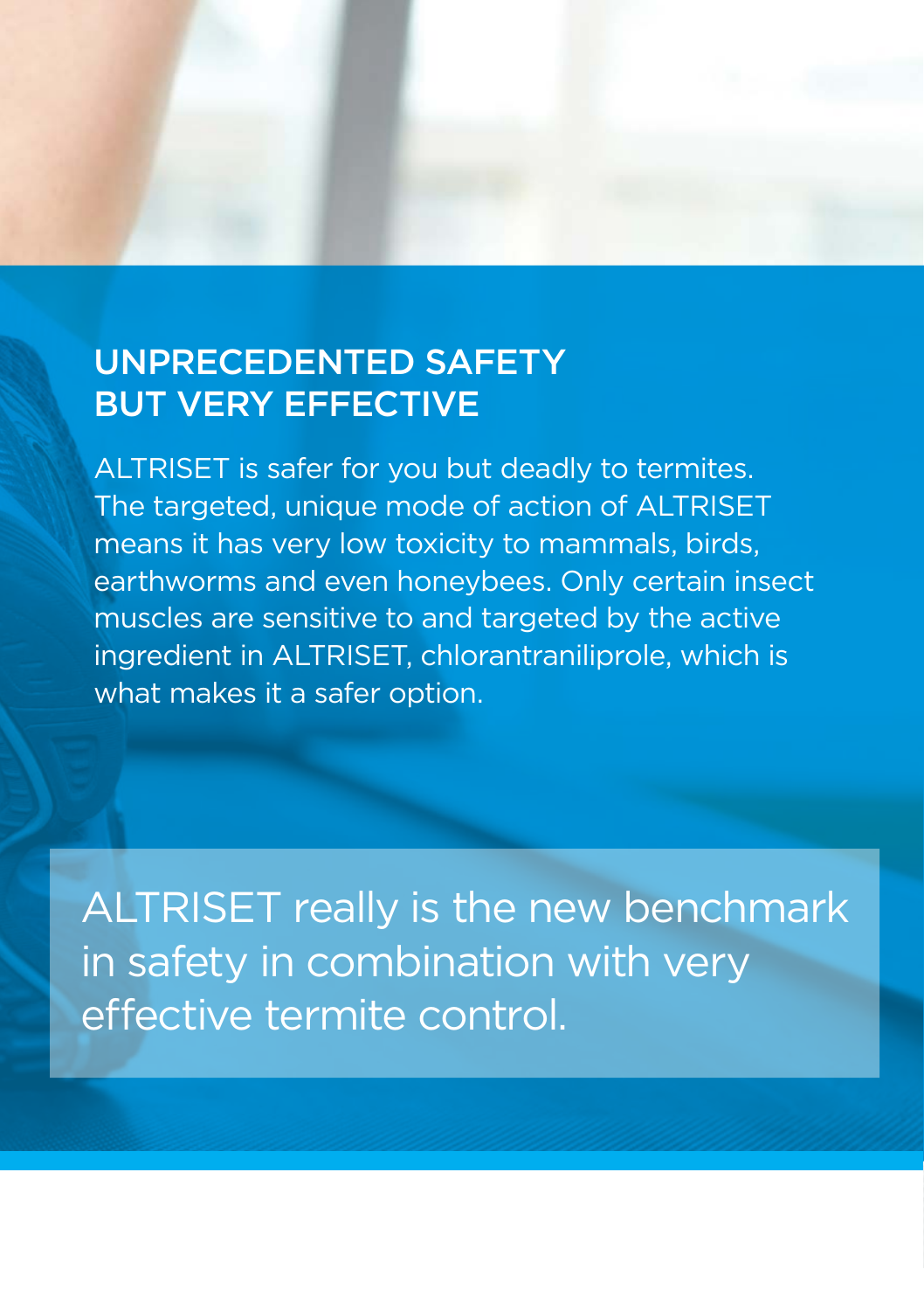## UNPRECEDENTED SAFETY BUT VERY EFFECTIVE

ALTRISET is safer for you but deadly to termites. The targeted, unique mode of action of ALTRISET means it has very low toxicity to mammals, birds, earthworms and even honeybees. Only certain insect muscles are sensitive to and targeted by the active ingredient in ALTRISET, chlorantraniliprole, which is what makes it a safer option.

ALTRISET really is the new benchmark in safety in combination with very effective termite control.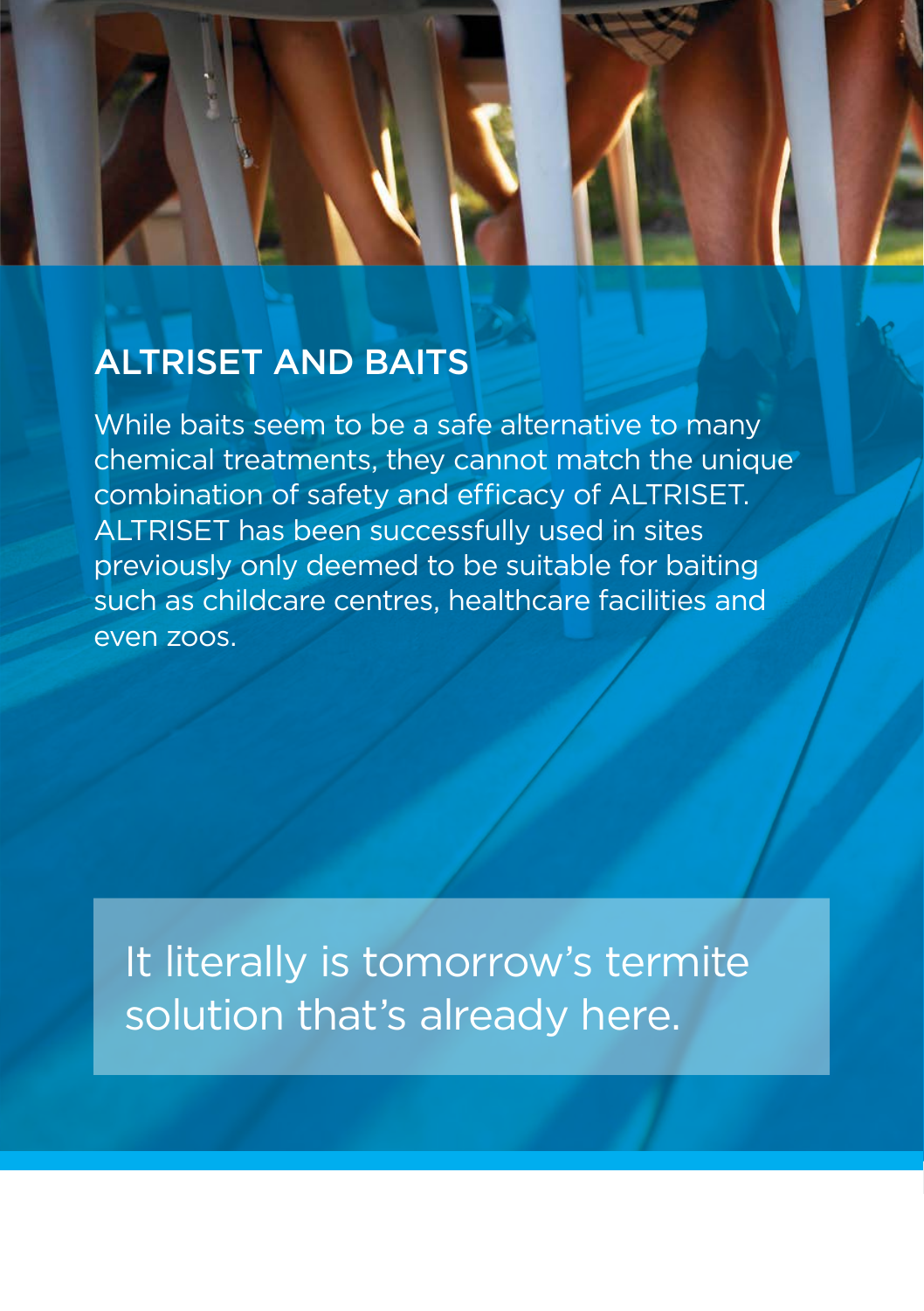## ALTRISET AND BAITS

While baits seem to be a safe alternative to many chemical treatments, they cannot match the unique combination of safety and efficacy of ALTRISET. ALTRISET has been successfully used in sites previously only deemed to be suitable for baiting such as childcare centres, healthcare facilities and even zoos.

It literally is tomorrow's termite solution that's already here.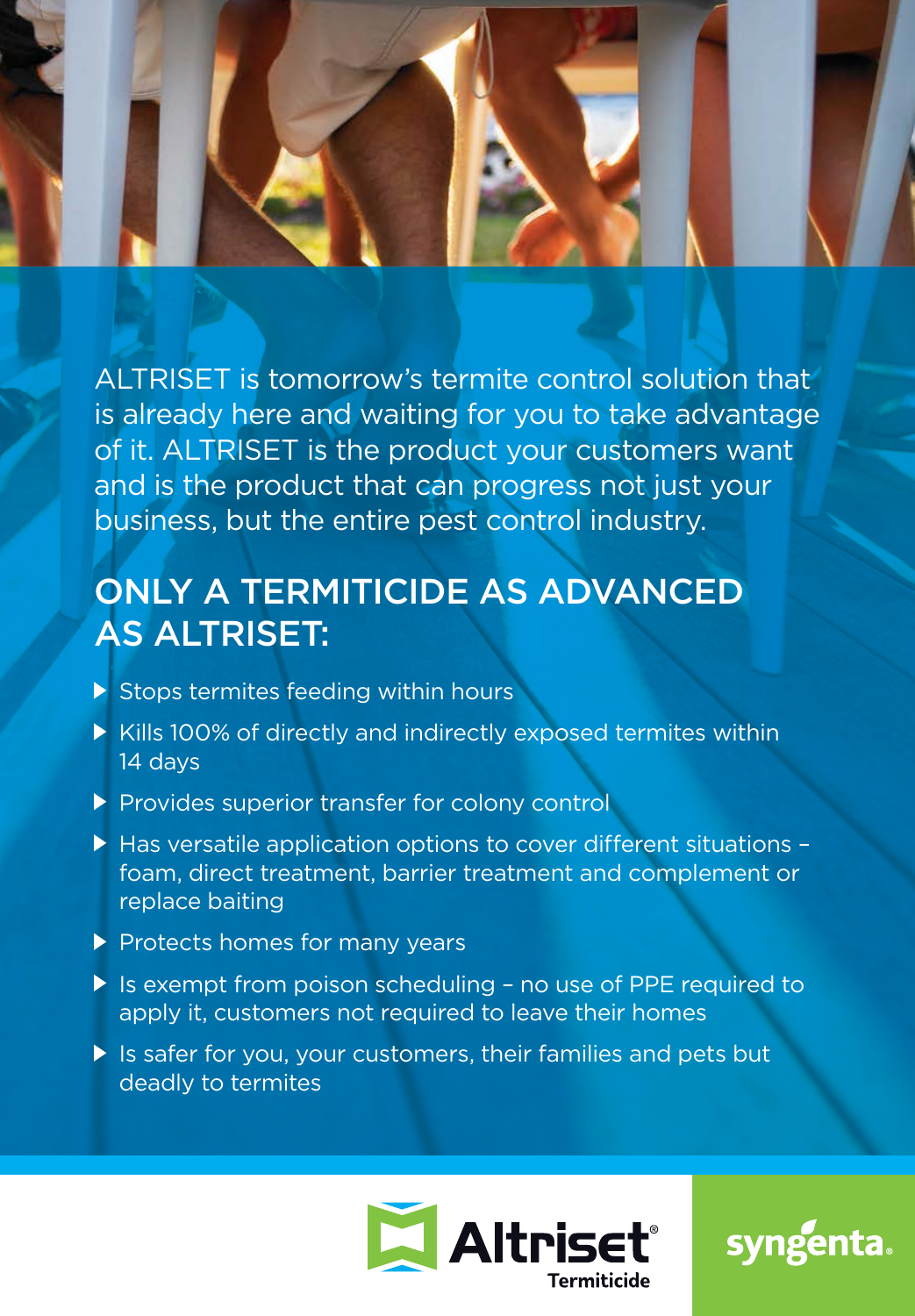ALTRISET is tomorrow's termite control solution that is already here and waiting for you to take advantage of it. ALTRISET is the product your customers want and is the product that can progress not just your business, but the entire pest control industry.

## ONLY A TERMITICIDE AS ADVANCED AS ALTRISET:

- Stops termites feeding within hours
- Kills 100% of directly and indirectly exposed termites within 14 days
- Provides superior transfer for colony control
- Has versatile application options to cover different situations – foam, direct treatment, barrier treatment and complement or replace baiting
- Protects homes for many years
- Is exempt from poison scheduling – no use of PPE required to apply it, customers not required to leave their homes
- Is safer for you, your customers, their families and pets but deadly to termites

Altriset® Termiticide

syngenta.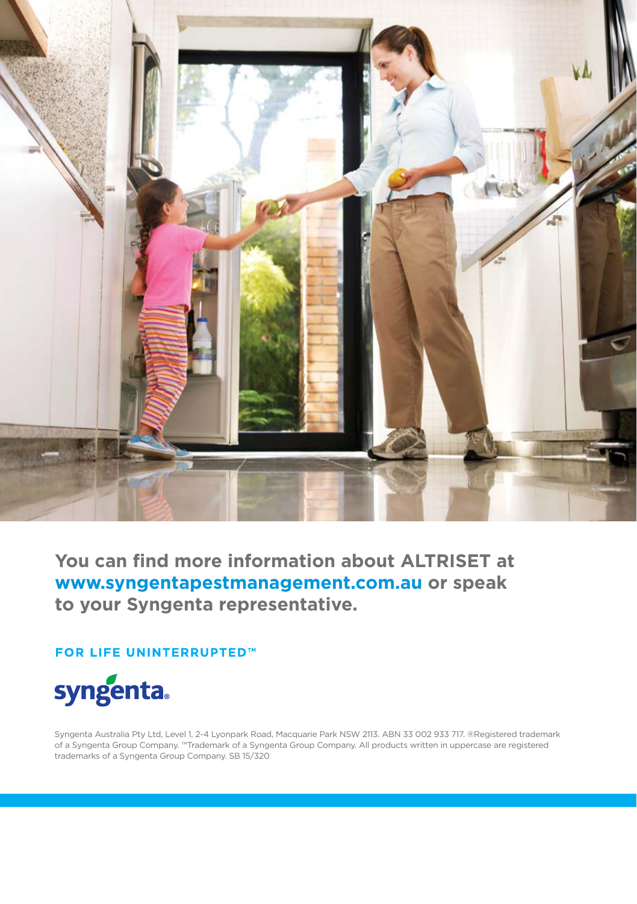**You can find more information about ALTRISET at www.syngentapestmanagement.com.au or speak to your Syngenta representative.**

**FOR LIFE UNINTERRUPTED™**

syngenta®

Syngenta Australia Pty Ltd, Level 1, 2-4 Lyonpark Road, Macquarie Park NSW 2113. ABN 33 002 933 717. ®Registered trademark of a Syngenta Group Company. ™Trademark of a Syngenta Group Company. All products written in uppercase are registered trademarks of a Syngenta Group Company. SB 15/320